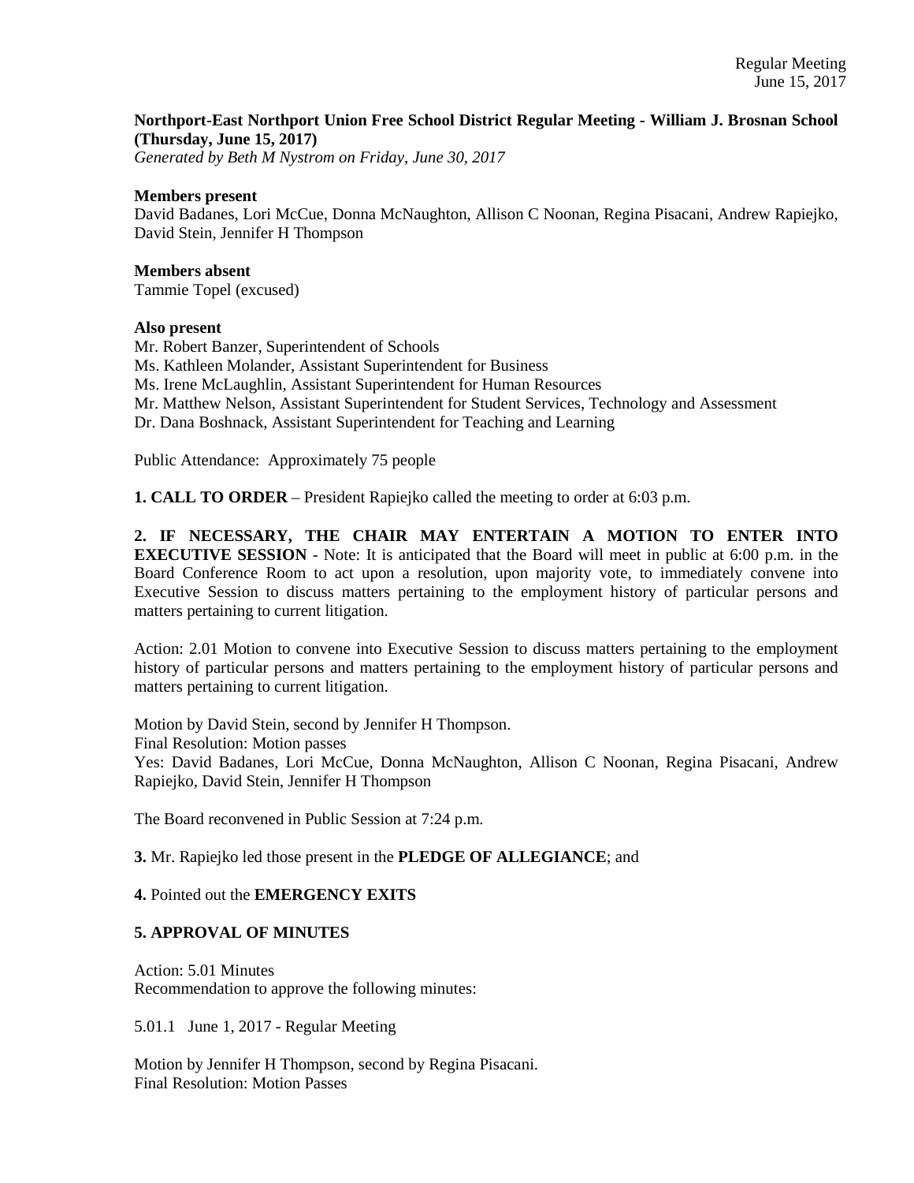**Northport-East Northport Union Free School District Regular Meeting - William J. Brosnan School (Thursday, June 15, 2017)**
*Generated by Beth M Nystrom on Friday, June 30, 2017*

**Members present**
David Badanes, Lori McCue, Donna McNaughton, Allison C Noonan, Regina Pisacani, Andrew Rapiejko, David Stein, Jennifer H Thompson

**Members absent**
Tammie Topel (excused)

**Also present**
Mr. Robert Banzer, Superintendent of Schools
Ms. Kathleen Molander, Assistant Superintendent for Business
Ms. Irene McLaughlin, Assistant Superintendent for Human Resources
Mr. Matthew Nelson, Assistant Superintendent for Student Services, Technology and Assessment
Dr. Dana Boshnack, Assistant Superintendent for Teaching and Learning

Public Attendance: Approximately 75 people

**1. CALL TO ORDER** – President Rapiejko called the meeting to order at 6:03 p.m.

**2. IF NECESSARY, THE CHAIR MAY ENTERTAIN A MOTION TO ENTER INTO EXECUTIVE SESSION** - Note: It is anticipated that the Board will meet in public at 6:00 p.m. in the Board Conference Room to act upon a resolution, upon majority vote, to immediately convene into Executive Session to discuss matters pertaining to the employment history of particular persons and matters pertaining to current litigation.

Action: 2.01 Motion to convene into Executive Session to discuss matters pertaining to the employment history of particular persons and matters pertaining to the employment history of particular persons and matters pertaining to current litigation.

Motion by David Stein, second by Jennifer H Thompson.
Final Resolution: Motion passes
Yes: David Badanes, Lori McCue, Donna McNaughton, Allison C Noonan, Regina Pisacani, Andrew Rapiejko, David Stein, Jennifer H Thompson

The Board reconvened in Public Session at 7:24 p.m.

**3.** Mr. Rapiejko led those present in the **PLEDGE OF ALLEGIANCE**; and

**4.** Pointed out the **EMERGENCY EXITS**

**5. APPROVAL OF MINUTES**

Action: 5.01 Minutes
Recommendation to approve the following minutes:

5.01.1 June 1, 2017 - Regular Meeting

Motion by Jennifer H Thompson, second by Regina Pisacani.
Final Resolution: Motion Passes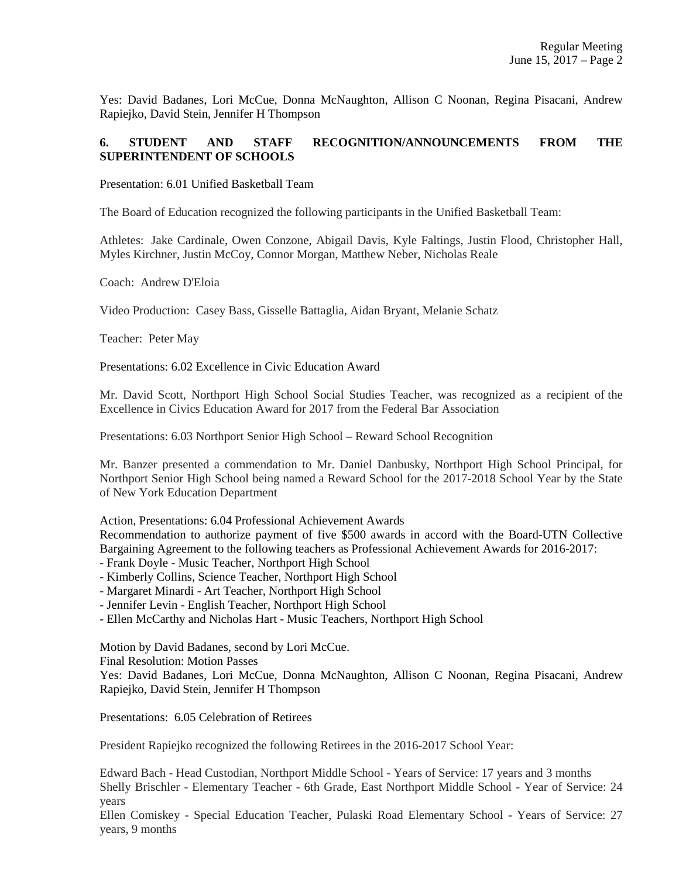Yes: David Badanes, Lori McCue, Donna McNaughton, Allison C Noonan, Regina Pisacani, Andrew Rapiejko, David Stein, Jennifer H Thompson

## 6. STUDENT AND STAFF RECOGNITION/ANNOUNCEMENTS FROM THE SUPERINTENDENT OF SCHOOLS

Presentation: 6.01 Unified Basketball Team

The Board of Education recognized the following participants in the Unified Basketball Team:

Athletes: Jake Cardinale, Owen Conzone, Abigail Davis, Kyle Faltings, Justin Flood, Christopher Hall, Myles Kirchner, Justin McCoy, Connor Morgan, Matthew Neber, Nicholas Reale

Coach: Andrew D'Eloia

Video Production: Casey Bass, Gisselle Battaglia, Aidan Bryant, Melanie Schatz

Teacher: Peter May

Presentations: 6.02 Excellence in Civic Education Award

Mr. David Scott, Northport High School Social Studies Teacher, was recognized as a recipient of the Excellence in Civics Education Award for 2017 from the Federal Bar Association

Presentations: 6.03 Northport Senior High School – Reward School Recognition

Mr. Banzer presented a commendation to Mr. Daniel Danbusky, Northport High School Principal, for Northport Senior High School being named a Reward School for the 2017-2018 School Year by the State of New York Education Department

Action, Presentations: 6.04 Professional Achievement Awards
Recommendation to authorize payment of five $500 awards in accord with the Board-UTN Collective Bargaining Agreement to the following teachers as Professional Achievement Awards for 2016-2017:
- Frank Doyle - Music Teacher, Northport High School
- Kimberly Collins, Science Teacher, Northport High School
- Margaret Minardi - Art Teacher, Northport High School
- Jennifer Levin - English Teacher, Northport High School
- Ellen McCarthy and Nicholas Hart - Music Teachers, Northport High School

Motion by David Badanes, second by Lori McCue.
Final Resolution: Motion Passes
Yes: David Badanes, Lori McCue, Donna McNaughton, Allison C Noonan, Regina Pisacani, Andrew Rapiejko, David Stein, Jennifer H Thompson

Presentations: 6.05 Celebration of Retirees

President Rapiejko recognized the following Retirees in the 2016-2017 School Year:

Edward Bach - Head Custodian, Northport Middle School - Years of Service: 17 years and 3 months
Shelly Brischler - Elementary Teacher - 6th Grade, East Northport Middle School - Year of Service: 24 years
Ellen Comiskey - Special Education Teacher, Pulaski Road Elementary School - Years of Service: 27 years, 9 months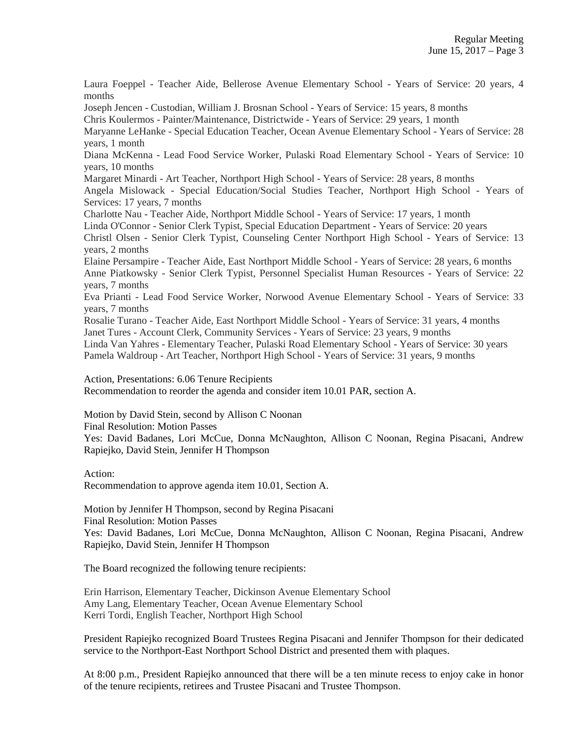Laura Foeppel - Teacher Aide, Bellerose Avenue Elementary School - Years of Service: 20 years, 4 months
Joseph Jencen - Custodian, William J. Brosnan School - Years of Service: 15 years, 8 months
Chris Koulermos - Painter/Maintenance, Districtwide - Years of Service: 29 years, 1 month
Maryanne LeHanke - Special Education Teacher, Ocean Avenue Elementary School - Years of Service: 28 years, 1 month
Diana McKenna - Lead Food Service Worker, Pulaski Road Elementary School - Years of Service: 10 years, 10 months
Margaret Minardi - Art Teacher, Northport High School - Years of Service: 28 years, 8 months
Angela Mislowack - Special Education/Social Studies Teacher, Northport High School - Years of Services: 17 years, 7 months
Charlotte Nau - Teacher Aide, Northport Middle School - Years of Service: 17 years, 1 month
Linda O'Connor - Senior Clerk Typist, Special Education Department - Years of Service: 20 years
Christl Olsen - Senior Clerk Typist, Counseling Center Northport High School - Years of Service: 13 years, 2 months
Elaine Persampire - Teacher Aide, East Northport Middle School - Years of Service: 28 years, 6 months
Anne Piatkowsky - Senior Clerk Typist, Personnel Specialist Human Resources - Years of Service: 22 years, 7 months
Eva Prianti - Lead Food Service Worker, Norwood Avenue Elementary School - Years of Service: 33 years, 7 months
Rosalie Turano - Teacher Aide, East Northport Middle School - Years of Service: 31 years, 4 months
Janet Tures - Account Clerk, Community Services - Years of Service: 23 years, 9 months
Linda Van Yahres - Elementary Teacher, Pulaski Road Elementary School - Years of Service: 30 years
Pamela Waldroup - Art Teacher, Northport High School - Years of Service: 31 years, 9 months

Action, Presentations: 6.06 Tenure Recipients
Recommendation to reorder the agenda and consider item 10.01 PAR, section A.

Motion by David Stein, second by Allison C Noonan
Final Resolution: Motion Passes
Yes: David Badanes, Lori McCue, Donna McNaughton, Allison C Noonan, Regina Pisacani, Andrew Rapiejko, David Stein, Jennifer H Thompson

Action:
Recommendation to approve agenda item 10.01, Section A.

Motion by Jennifer H Thompson, second by Regina Pisacani
Final Resolution: Motion Passes
Yes: David Badanes, Lori McCue, Donna McNaughton, Allison C Noonan, Regina Pisacani, Andrew Rapiejko, David Stein, Jennifer H Thompson

The Board recognized the following tenure recipients:

Erin Harrison, Elementary Teacher, Dickinson Avenue Elementary School
Amy Lang, Elementary Teacher, Ocean Avenue Elementary School
Kerri Tordi, English Teacher, Northport High School

President Rapiejko recognized Board Trustees Regina Pisacani and Jennifer Thompson for their dedicated service to the Northport-East Northport School District and presented them with plaques.

At 8:00 p.m., President Rapiejko announced that there will be a ten minute recess to enjoy cake in honor of the tenure recipients, retirees and Trustee Pisacani and Trustee Thompson.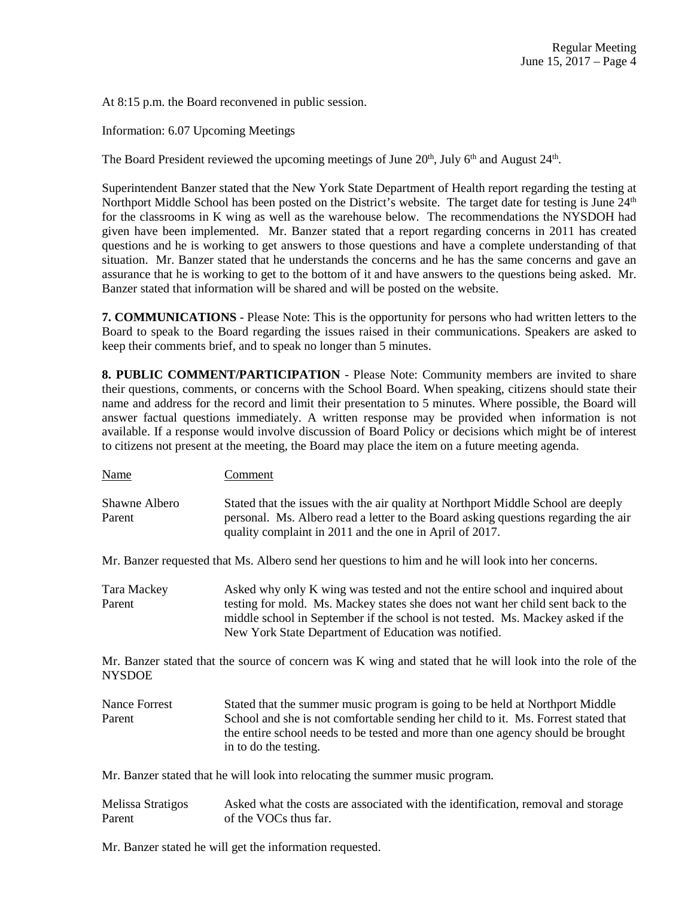At 8:15 p.m. the Board reconvened in public session.

Information: 6.07 Upcoming Meetings

The Board President reviewed the upcoming meetings of June 20th, July 6th and August 24th.

Superintendent Banzer stated that the New York State Department of Health report regarding the testing at Northport Middle School has been posted on the District's website. The target date for testing is June 24th for the classrooms in K wing as well as the warehouse below. The recommendations the NYSDOH had given have been implemented. Mr. Banzer stated that a report regarding concerns in 2011 has created questions and he is working to get answers to those questions and have a complete understanding of that situation. Mr. Banzer stated that he understands the concerns and he has the same concerns and gave an assurance that he is working to get to the bottom of it and have answers to the questions being asked. Mr. Banzer stated that information will be shared and will be posted on the website.

**7. COMMUNICATIONS** - Please Note: This is the opportunity for persons who had written letters to the Board to speak to the Board regarding the issues raised in their communications. Speakers are asked to keep their comments brief, and to speak no longer than 5 minutes.

**8. PUBLIC COMMENT/PARTICIPATION** - Please Note: Community members are invited to share their questions, comments, or concerns with the School Board. When speaking, citizens should state their name and address for the record and limit their presentation to 5 minutes. Where possible, the Board will answer factual questions immediately. A written response may be provided when information is not available. If a response would involve discussion of Board Policy or decisions which might be of interest to citizens not present at the meeting, the Board may place the item on a future meeting agenda.

| Name | Comment |
|---|---|
| Shawne Albero<br>Parent | Stated that the issues with the air quality at Northport Middle School are deeply personal. Ms. Albero read a letter to the Board asking questions regarding the air quality complaint in 2011 and the one in April of 2017. |

Mr. Banzer requested that Ms. Albero send her questions to him and he will look into her concerns.

| | |
|---|---|
| Tara Mackey<br>Parent | Asked why only K wing was tested and not the entire school and inquired about testing for mold. Ms. Mackey states she does not want her child sent back to the middle school in September if the school is not tested. Ms. Mackey asked if the New York State Department of Education was notified. |

Mr. Banzer stated that the source of concern was K wing and stated that he will look into the role of the NYSDOE

| | |
|---|---|
| Nance Forrest<br>Parent | Stated that the summer music program is going to be held at Northport Middle School and she is not comfortable sending her child to it. Ms. Forrest stated that the entire school needs to be tested and more than one agency should be brought in to do the testing. |

Mr. Banzer stated that he will look into relocating the summer music program.

| | |
|---|---|
| Melissa Stratigos<br>Parent | Asked what the costs are associated with the identification, removal and storage of the VOCs thus far. |

Mr. Banzer stated he will get the information requested.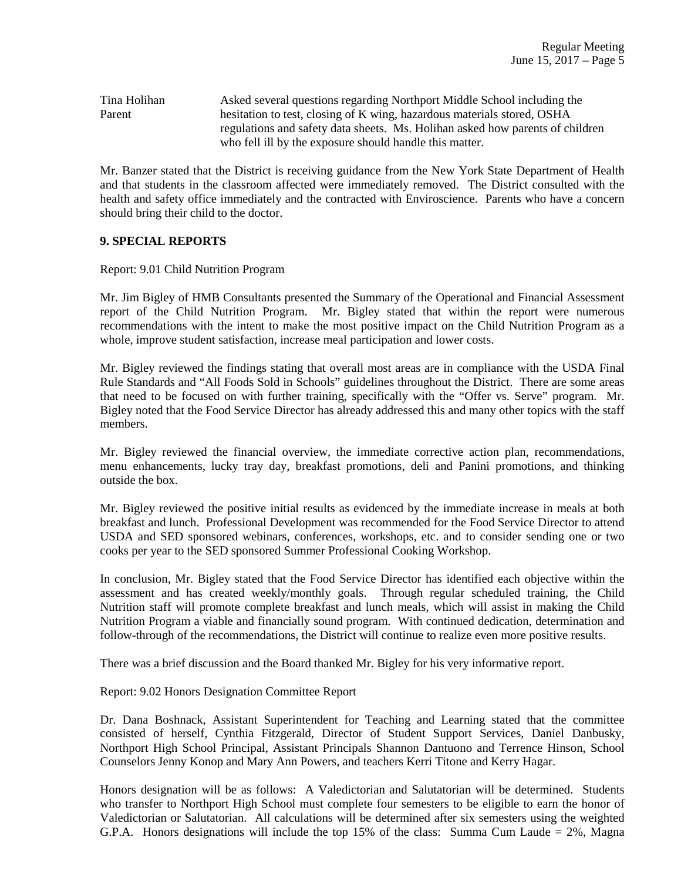Tina Holihan
Parent

Asked several questions regarding Northport Middle School including the hesitation to test, closing of K wing, hazardous materials stored, OSHA regulations and safety data sheets. Ms. Holihan asked how parents of children who fell ill by the exposure should handle this matter.

Mr. Banzer stated that the District is receiving guidance from the New York State Department of Health and that students in the classroom affected were immediately removed. The District consulted with the health and safety office immediately and the contracted with Enviroscience. Parents who have a concern should bring their child to the doctor.

## 9. SPECIAL REPORTS

Report: 9.01 Child Nutrition Program

Mr. Jim Bigley of HMB Consultants presented the Summary of the Operational and Financial Assessment report of the Child Nutrition Program. Mr. Bigley stated that within the report were numerous recommendations with the intent to make the most positive impact on the Child Nutrition Program as a whole, improve student satisfaction, increase meal participation and lower costs.

Mr. Bigley reviewed the findings stating that overall most areas are in compliance with the USDA Final Rule Standards and "All Foods Sold in Schools" guidelines throughout the District. There are some areas that need to be focused on with further training, specifically with the "Offer vs. Serve" program. Mr. Bigley noted that the Food Service Director has already addressed this and many other topics with the staff members.

Mr. Bigley reviewed the financial overview, the immediate corrective action plan, recommendations, menu enhancements, lucky tray day, breakfast promotions, deli and Panini promotions, and thinking outside the box.

Mr. Bigley reviewed the positive initial results as evidenced by the immediate increase in meals at both breakfast and lunch. Professional Development was recommended for the Food Service Director to attend USDA and SED sponsored webinars, conferences, workshops, etc. and to consider sending one or two cooks per year to the SED sponsored Summer Professional Cooking Workshop.

In conclusion, Mr. Bigley stated that the Food Service Director has identified each objective within the assessment and has created weekly/monthly goals. Through regular scheduled training, the Child Nutrition staff will promote complete breakfast and lunch meals, which will assist in making the Child Nutrition Program a viable and financially sound program. With continued dedication, determination and follow-through of the recommendations, the District will continue to realize even more positive results.

There was a brief discussion and the Board thanked Mr. Bigley for his very informative report.

Report: 9.02 Honors Designation Committee Report

Dr. Dana Boshnack, Assistant Superintendent for Teaching and Learning stated that the committee consisted of herself, Cynthia Fitzgerald, Director of Student Support Services, Daniel Danbusky, Northport High School Principal, Assistant Principals Shannon Dantuono and Terrence Hinson, School Counselors Jenny Konop and Mary Ann Powers, and teachers Kerri Titone and Kerry Hagar.

Honors designation will be as follows: A Valedictorian and Salutatorian will be determined. Students who transfer to Northport High School must complete four semesters to be eligible to earn the honor of Valedictorian or Salutatorian. All calculations will be determined after six semesters using the weighted G.P.A. Honors designations will include the top 15% of the class: Summa Cum Laude = 2%, Magna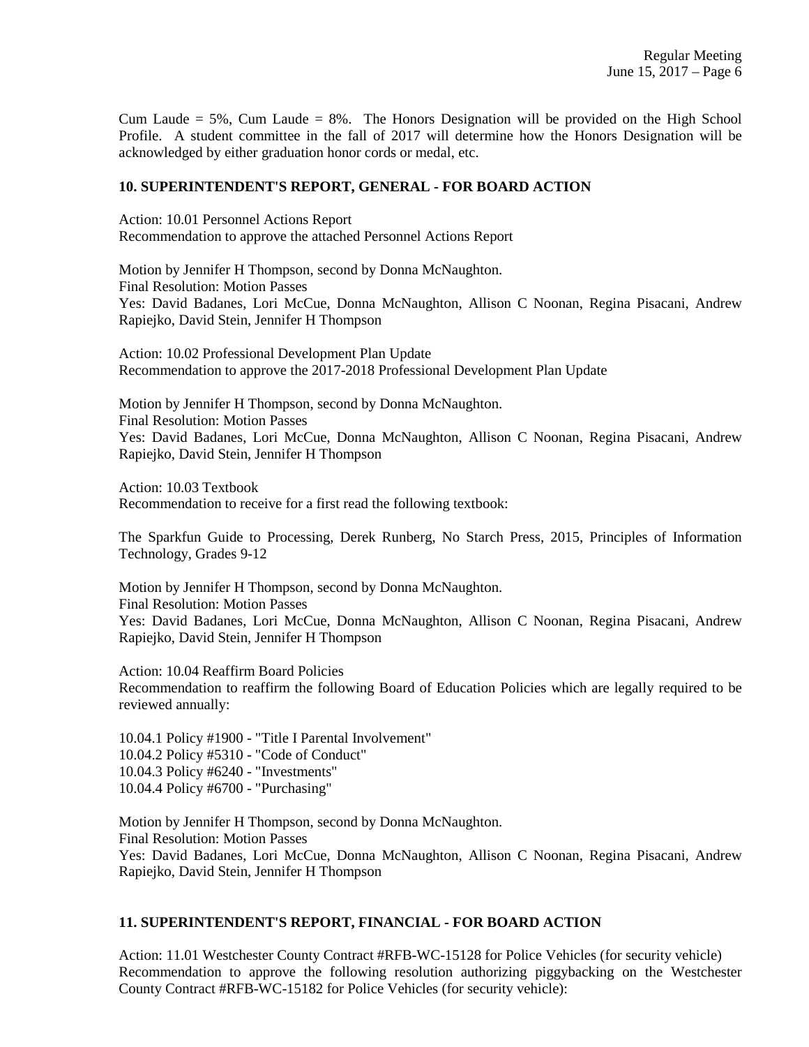Cum Laude = 5%, Cum Laude = 8%. The Honors Designation will be provided on the High School Profile. A student committee in the fall of 2017 will determine how the Honors Designation will be acknowledged by either graduation honor cords or medal, etc.

## 10. SUPERINTENDENT'S REPORT, GENERAL - FOR BOARD ACTION

Action: 10.01 Personnel Actions Report
Recommendation to approve the attached Personnel Actions Report

Motion by Jennifer H Thompson, second by Donna McNaughton.
Final Resolution: Motion Passes
Yes: David Badanes, Lori McCue, Donna McNaughton, Allison C Noonan, Regina Pisacani, Andrew Rapiejko, David Stein, Jennifer H Thompson

Action: 10.02 Professional Development Plan Update
Recommendation to approve the 2017-2018 Professional Development Plan Update

Motion by Jennifer H Thompson, second by Donna McNaughton.
Final Resolution: Motion Passes
Yes: David Badanes, Lori McCue, Donna McNaughton, Allison C Noonan, Regina Pisacani, Andrew Rapiejko, David Stein, Jennifer H Thompson

Action: 10.03 Textbook
Recommendation to receive for a first read the following textbook:

The Sparkfun Guide to Processing, Derek Runberg, No Starch Press, 2015, Principles of Information Technology, Grades 9-12

Motion by Jennifer H Thompson, second by Donna McNaughton.
Final Resolution: Motion Passes
Yes: David Badanes, Lori McCue, Donna McNaughton, Allison C Noonan, Regina Pisacani, Andrew Rapiejko, David Stein, Jennifer H Thompson

Action: 10.04 Reaffirm Board Policies
Recommendation to reaffirm the following Board of Education Policies which are legally required to be reviewed annually:

10.04.1 Policy #1900 - "Title I Parental Involvement"
10.04.2 Policy #5310 - "Code of Conduct"
10.04.3 Policy #6240 - "Investments"
10.04.4 Policy #6700 - "Purchasing"

Motion by Jennifer H Thompson, second by Donna McNaughton.
Final Resolution: Motion Passes
Yes: David Badanes, Lori McCue, Donna McNaughton, Allison C Noonan, Regina Pisacani, Andrew Rapiejko, David Stein, Jennifer H Thompson

## 11. SUPERINTENDENT'S REPORT, FINANCIAL - FOR BOARD ACTION

Action: 11.01 Westchester County Contract #RFB-WC-15128 for Police Vehicles (for security vehicle)
Recommendation to approve the following resolution authorizing piggybacking on the Westchester County Contract #RFB-WC-15182 for Police Vehicles (for security vehicle):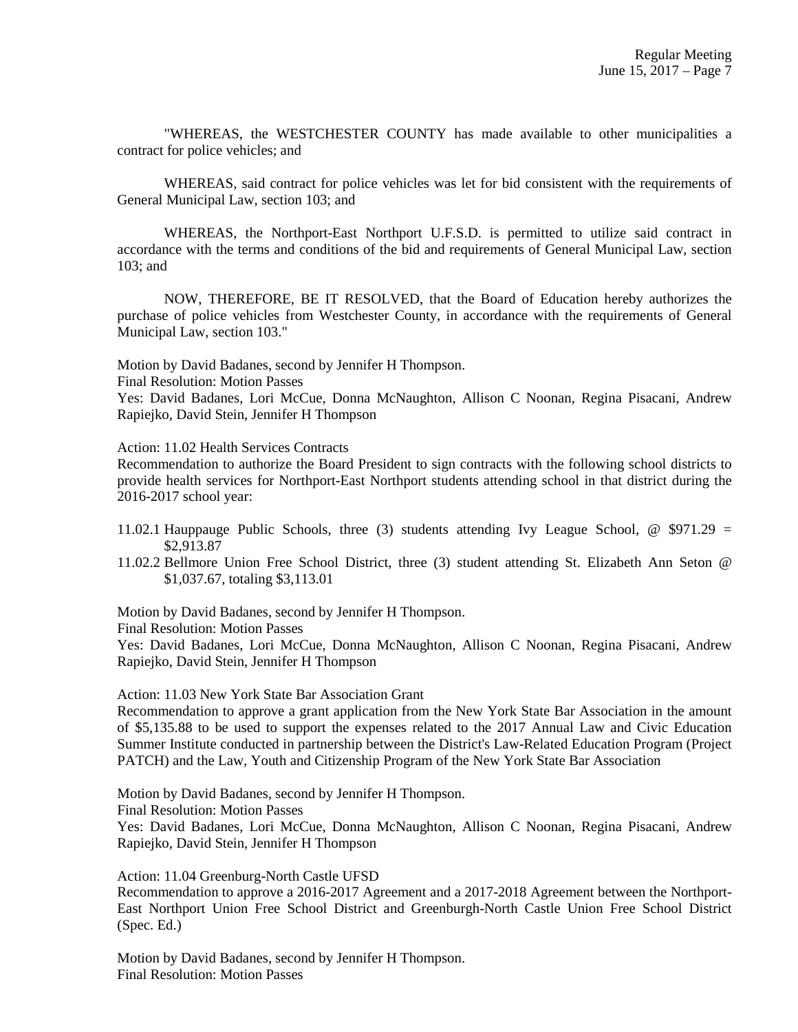"WHEREAS, the WESTCHESTER COUNTY has made available to other municipalities a contract for police vehicles; and

WHEREAS, said contract for police vehicles was let for bid consistent with the requirements of General Municipal Law, section 103; and

WHEREAS, the Northport-East Northport U.F.S.D. is permitted to utilize said contract in accordance with the terms and conditions of the bid and requirements of General Municipal Law, section 103; and

NOW, THEREFORE, BE IT RESOLVED, that the Board of Education hereby authorizes the purchase of police vehicles from Westchester County, in accordance with the requirements of General Municipal Law, section 103."

Motion by David Badanes, second by Jennifer H Thompson.
Final Resolution: Motion Passes
Yes: David Badanes, Lori McCue, Donna McNaughton, Allison C Noonan, Regina Pisacani, Andrew Rapiejko, David Stein, Jennifer H Thompson

Action: 11.02 Health Services Contracts
Recommendation to authorize the Board President to sign contracts with the following school districts to provide health services for Northport-East Northport students attending school in that district during the 2016-2017 school year:

11.02.1 Hauppauge Public Schools, three (3) students attending Ivy League School, @ $971.29 = $2,913.87
11.02.2 Bellmore Union Free School District, three (3) student attending St. Elizabeth Ann Seton @ $1,037.67, totaling $3,113.01

Motion by David Badanes, second by Jennifer H Thompson.
Final Resolution: Motion Passes
Yes: David Badanes, Lori McCue, Donna McNaughton, Allison C Noonan, Regina Pisacani, Andrew Rapiejko, David Stein, Jennifer H Thompson

Action: 11.03 New York State Bar Association Grant
Recommendation to approve a grant application from the New York State Bar Association in the amount of $5,135.88 to be used to support the expenses related to the 2017 Annual Law and Civic Education Summer Institute conducted in partnership between the District's Law-Related Education Program (Project PATCH) and the Law, Youth and Citizenship Program of the New York State Bar Association

Motion by David Badanes, second by Jennifer H Thompson.
Final Resolution: Motion Passes
Yes: David Badanes, Lori McCue, Donna McNaughton, Allison C Noonan, Regina Pisacani, Andrew Rapiejko, David Stein, Jennifer H Thompson

Action: 11.04 Greenburg-North Castle UFSD
Recommendation to approve a 2016-2017 Agreement and a 2017-2018 Agreement between the Northport-East Northport Union Free School District and Greenburgh-North Castle Union Free School District (Spec. Ed.)

Motion by David Badanes, second by Jennifer H Thompson.
Final Resolution: Motion Passes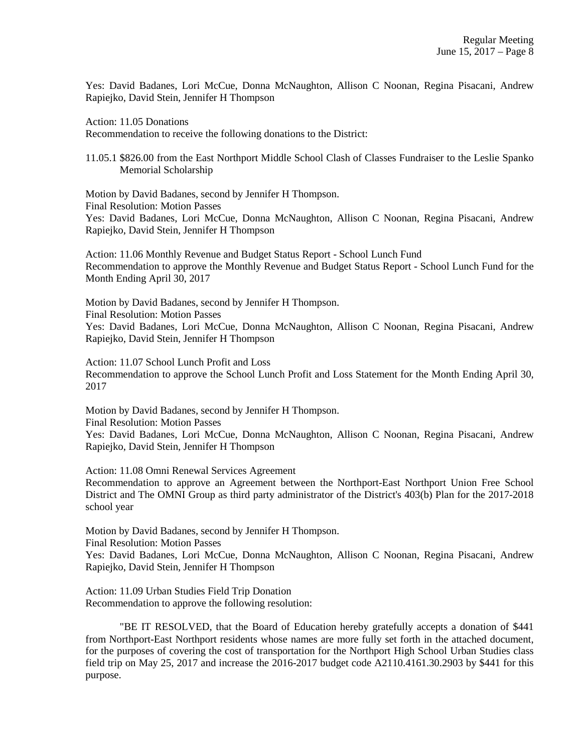Yes: David Badanes, Lori McCue, Donna McNaughton, Allison C Noonan, Regina Pisacani, Andrew Rapiejko, David Stein, Jennifer H Thompson

Action: 11.05 Donations
Recommendation to receive the following donations to the District:

11.05.1 $826.00 from the East Northport Middle School Clash of Classes Fundraiser to the Leslie Spanko Memorial Scholarship

Motion by David Badanes, second by Jennifer H Thompson.
Final Resolution: Motion Passes
Yes: David Badanes, Lori McCue, Donna McNaughton, Allison C Noonan, Regina Pisacani, Andrew Rapiejko, David Stein, Jennifer H Thompson

Action: 11.06 Monthly Revenue and Budget Status Report - School Lunch Fund
Recommendation to approve the Monthly Revenue and Budget Status Report - School Lunch Fund for the Month Ending April 30, 2017

Motion by David Badanes, second by Jennifer H Thompson.
Final Resolution: Motion Passes
Yes: David Badanes, Lori McCue, Donna McNaughton, Allison C Noonan, Regina Pisacani, Andrew Rapiejko, David Stein, Jennifer H Thompson

Action: 11.07 School Lunch Profit and Loss
Recommendation to approve the School Lunch Profit and Loss Statement for the Month Ending April 30, 2017

Motion by David Badanes, second by Jennifer H Thompson.
Final Resolution: Motion Passes
Yes: David Badanes, Lori McCue, Donna McNaughton, Allison C Noonan, Regina Pisacani, Andrew Rapiejko, David Stein, Jennifer H Thompson

Action: 11.08 Omni Renewal Services Agreement
Recommendation to approve an Agreement between the Northport-East Northport Union Free School District and The OMNI Group as third party administrator of the District's 403(b) Plan for the 2017-2018 school year

Motion by David Badanes, second by Jennifer H Thompson.
Final Resolution: Motion Passes
Yes: David Badanes, Lori McCue, Donna McNaughton, Allison C Noonan, Regina Pisacani, Andrew Rapiejko, David Stein, Jennifer H Thompson

Action: 11.09 Urban Studies Field Trip Donation
Recommendation to approve the following resolution:

"BE IT RESOLVED, that the Board of Education hereby gratefully accepts a donation of $441 from Northport-East Northport residents whose names are more fully set forth in the attached document, for the purposes of covering the cost of transportation for the Northport High School Urban Studies class field trip on May 25, 2017 and increase the 2016-2017 budget code A2110.4161.30.2903 by $441 for this purpose.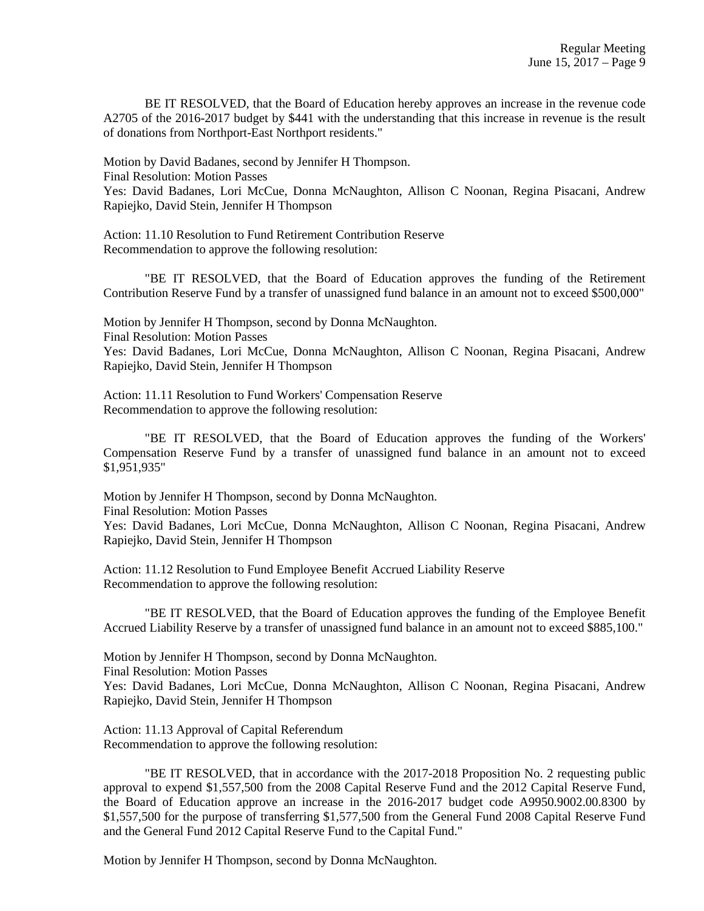BE IT RESOLVED, that the Board of Education hereby approves an increase in the revenue code A2705 of the 2016-2017 budget by $441 with the understanding that this increase in revenue is the result of donations from Northport-East Northport residents."

Motion by David Badanes, second by Jennifer H Thompson.
Final Resolution: Motion Passes
Yes: David Badanes, Lori McCue, Donna McNaughton, Allison C Noonan, Regina Pisacani, Andrew Rapiejko, David Stein, Jennifer H Thompson

Action: 11.10 Resolution to Fund Retirement Contribution Reserve
Recommendation to approve the following resolution:

"BE IT RESOLVED, that the Board of Education approves the funding of the Retirement Contribution Reserve Fund by a transfer of unassigned fund balance in an amount not to exceed $500,000"

Motion by Jennifer H Thompson, second by Donna McNaughton.
Final Resolution: Motion Passes
Yes: David Badanes, Lori McCue, Donna McNaughton, Allison C Noonan, Regina Pisacani, Andrew Rapiejko, David Stein, Jennifer H Thompson

Action: 11.11 Resolution to Fund Workers' Compensation Reserve
Recommendation to approve the following resolution:

"BE IT RESOLVED, that the Board of Education approves the funding of the Workers' Compensation Reserve Fund by a transfer of unassigned fund balance in an amount not to exceed $1,951,935"

Motion by Jennifer H Thompson, second by Donna McNaughton.
Final Resolution: Motion Passes
Yes: David Badanes, Lori McCue, Donna McNaughton, Allison C Noonan, Regina Pisacani, Andrew Rapiejko, David Stein, Jennifer H Thompson

Action: 11.12 Resolution to Fund Employee Benefit Accrued Liability Reserve
Recommendation to approve the following resolution:

"BE IT RESOLVED, that the Board of Education approves the funding of the Employee Benefit Accrued Liability Reserve by a transfer of unassigned fund balance in an amount not to exceed $885,100."

Motion by Jennifer H Thompson, second by Donna McNaughton.
Final Resolution: Motion Passes
Yes: David Badanes, Lori McCue, Donna McNaughton, Allison C Noonan, Regina Pisacani, Andrew Rapiejko, David Stein, Jennifer H Thompson

Action: 11.13 Approval of Capital Referendum
Recommendation to approve the following resolution:

"BE IT RESOLVED, that in accordance with the 2017-2018 Proposition No. 2 requesting public approval to expend $1,557,500 from the 2008 Capital Reserve Fund and the 2012 Capital Reserve Fund, the Board of Education approve an increase in the 2016-2017 budget code A9950.9002.00.8300 by $1,557,500 for the purpose of transferring $1,577,500 from the General Fund 2008 Capital Reserve Fund and the General Fund 2012 Capital Reserve Fund to the Capital Fund."

Motion by Jennifer H Thompson, second by Donna McNaughton.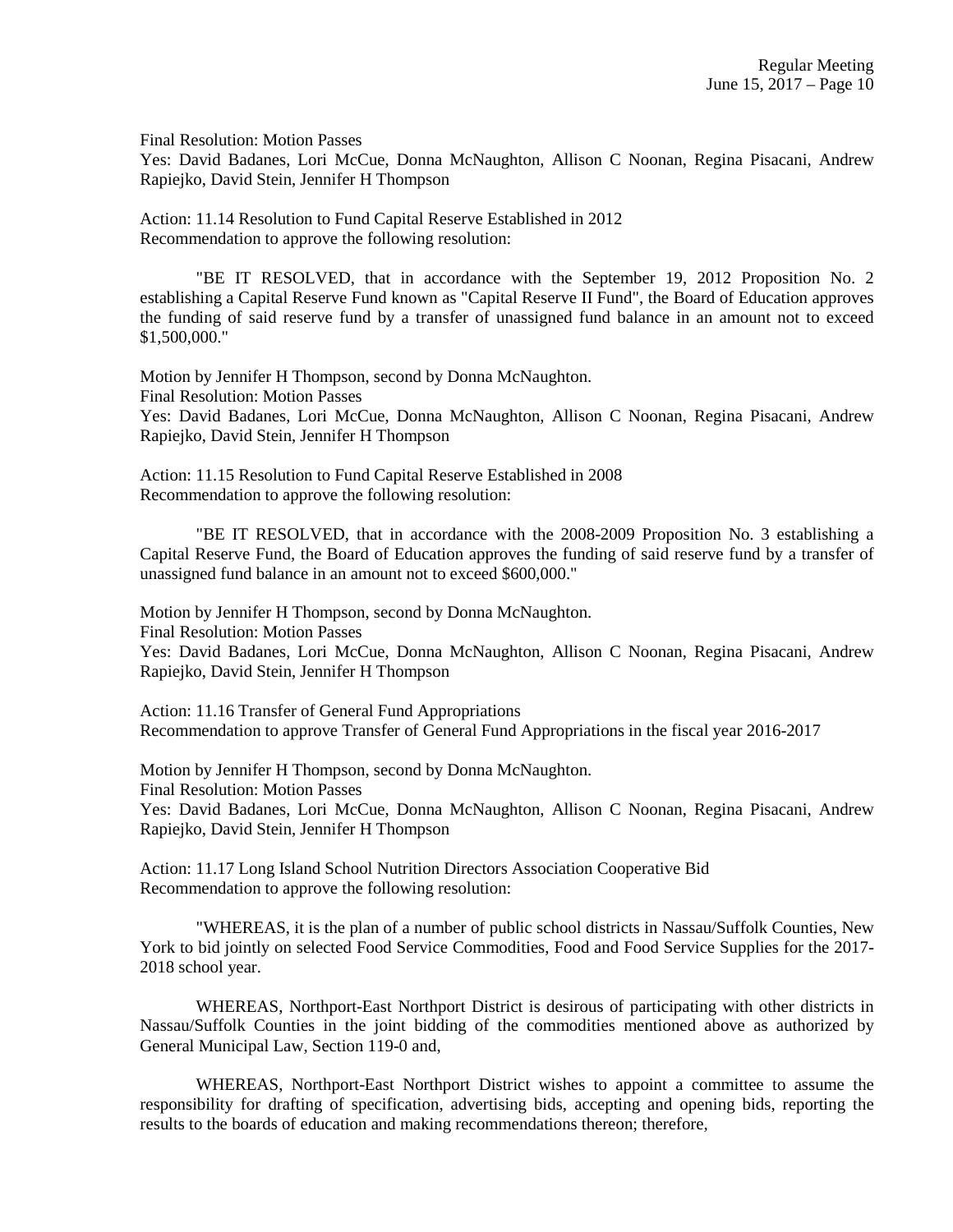Final Resolution: Motion Passes
Yes: David Badanes, Lori McCue, Donna McNaughton, Allison C Noonan, Regina Pisacani, Andrew Rapiejko, David Stein, Jennifer H Thompson

Action: 11.14 Resolution to Fund Capital Reserve Established in 2012
Recommendation to approve the following resolution:

"BE IT RESOLVED, that in accordance with the September 19, 2012 Proposition No. 2 establishing a Capital Reserve Fund known as "Capital Reserve II Fund", the Board of Education approves the funding of said reserve fund by a transfer of unassigned fund balance in an amount not to exceed $1,500,000."

Motion by Jennifer H Thompson, second by Donna McNaughton.
Final Resolution: Motion Passes
Yes: David Badanes, Lori McCue, Donna McNaughton, Allison C Noonan, Regina Pisacani, Andrew Rapiejko, David Stein, Jennifer H Thompson

Action: 11.15 Resolution to Fund Capital Reserve Established in 2008
Recommendation to approve the following resolution:

"BE IT RESOLVED, that in accordance with the 2008-2009 Proposition No. 3 establishing a Capital Reserve Fund, the Board of Education approves the funding of said reserve fund by a transfer of unassigned fund balance in an amount not to exceed $600,000."

Motion by Jennifer H Thompson, second by Donna McNaughton.
Final Resolution: Motion Passes
Yes: David Badanes, Lori McCue, Donna McNaughton, Allison C Noonan, Regina Pisacani, Andrew Rapiejko, David Stein, Jennifer H Thompson

Action: 11.16 Transfer of General Fund Appropriations
Recommendation to approve Transfer of General Fund Appropriations in the fiscal year 2016-2017

Motion by Jennifer H Thompson, second by Donna McNaughton.
Final Resolution: Motion Passes
Yes: David Badanes, Lori McCue, Donna McNaughton, Allison C Noonan, Regina Pisacani, Andrew Rapiejko, David Stein, Jennifer H Thompson

Action: 11.17 Long Island School Nutrition Directors Association Cooperative Bid
Recommendation to approve the following resolution:

"WHEREAS, it is the plan of a number of public school districts in Nassau/Suffolk Counties, New York to bid jointly on selected Food Service Commodities, Food and Food Service Supplies for the 2017-2018 school year.

WHEREAS, Northport-East Northport District is desirous of participating with other districts in Nassau/Suffolk Counties in the joint bidding of the commodities mentioned above as authorized by General Municipal Law, Section 119-0 and,

WHEREAS, Northport-East Northport District wishes to appoint a committee to assume the responsibility for drafting of specification, advertising bids, accepting and opening bids, reporting the results to the boards of education and making recommendations thereon; therefore,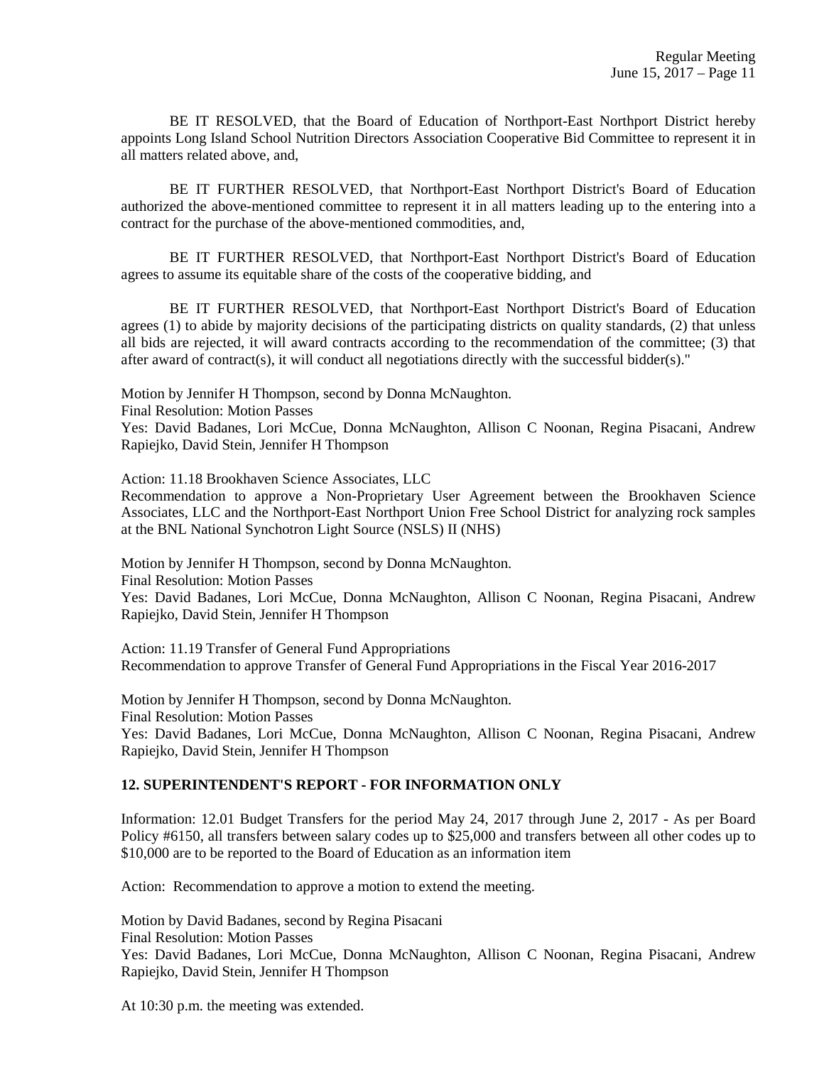BE IT RESOLVED, that the Board of Education of Northport-East Northport District hereby appoints Long Island School Nutrition Directors Association Cooperative Bid Committee to represent it in all matters related above, and,

BE IT FURTHER RESOLVED, that Northport-East Northport District's Board of Education authorized the above-mentioned committee to represent it in all matters leading up to the entering into a contract for the purchase of the above-mentioned commodities, and,

BE IT FURTHER RESOLVED, that Northport-East Northport District's Board of Education agrees to assume its equitable share of the costs of the cooperative bidding, and

BE IT FURTHER RESOLVED, that Northport-East Northport District's Board of Education agrees (1) to abide by majority decisions of the participating districts on quality standards, (2) that unless all bids are rejected, it will award contracts according to the recommendation of the committee; (3) that after award of contract(s), it will conduct all negotiations directly with the successful bidder(s)."

Motion by Jennifer H Thompson, second by Donna McNaughton.
Final Resolution: Motion Passes
Yes: David Badanes, Lori McCue, Donna McNaughton, Allison C Noonan, Regina Pisacani, Andrew Rapiejko, David Stein, Jennifer H Thompson

Action: 11.18 Brookhaven Science Associates, LLC
Recommendation to approve a Non-Proprietary User Agreement between the Brookhaven Science Associates, LLC and the Northport-East Northport Union Free School District for analyzing rock samples at the BNL National Synchotron Light Source (NSLS) II (NHS)

Motion by Jennifer H Thompson, second by Donna McNaughton.
Final Resolution: Motion Passes
Yes: David Badanes, Lori McCue, Donna McNaughton, Allison C Noonan, Regina Pisacani, Andrew Rapiejko, David Stein, Jennifer H Thompson

Action: 11.19 Transfer of General Fund Appropriations
Recommendation to approve Transfer of General Fund Appropriations in the Fiscal Year 2016-2017

Motion by Jennifer H Thompson, second by Donna McNaughton.
Final Resolution: Motion Passes
Yes: David Badanes, Lori McCue, Donna McNaughton, Allison C Noonan, Regina Pisacani, Andrew Rapiejko, David Stein, Jennifer H Thompson

## 12. SUPERINTENDENT'S REPORT - FOR INFORMATION ONLY

Information: 12.01 Budget Transfers for the period May 24, 2017 through June 2, 2017 - As per Board Policy #6150, all transfers between salary codes up to $25,000 and transfers between all other codes up to $10,000 are to be reported to the Board of Education as an information item

Action: Recommendation to approve a motion to extend the meeting.

Motion by David Badanes, second by Regina Pisacani
Final Resolution: Motion Passes
Yes: David Badanes, Lori McCue, Donna McNaughton, Allison C Noonan, Regina Pisacani, Andrew Rapiejko, David Stein, Jennifer H Thompson

At 10:30 p.m. the meeting was extended.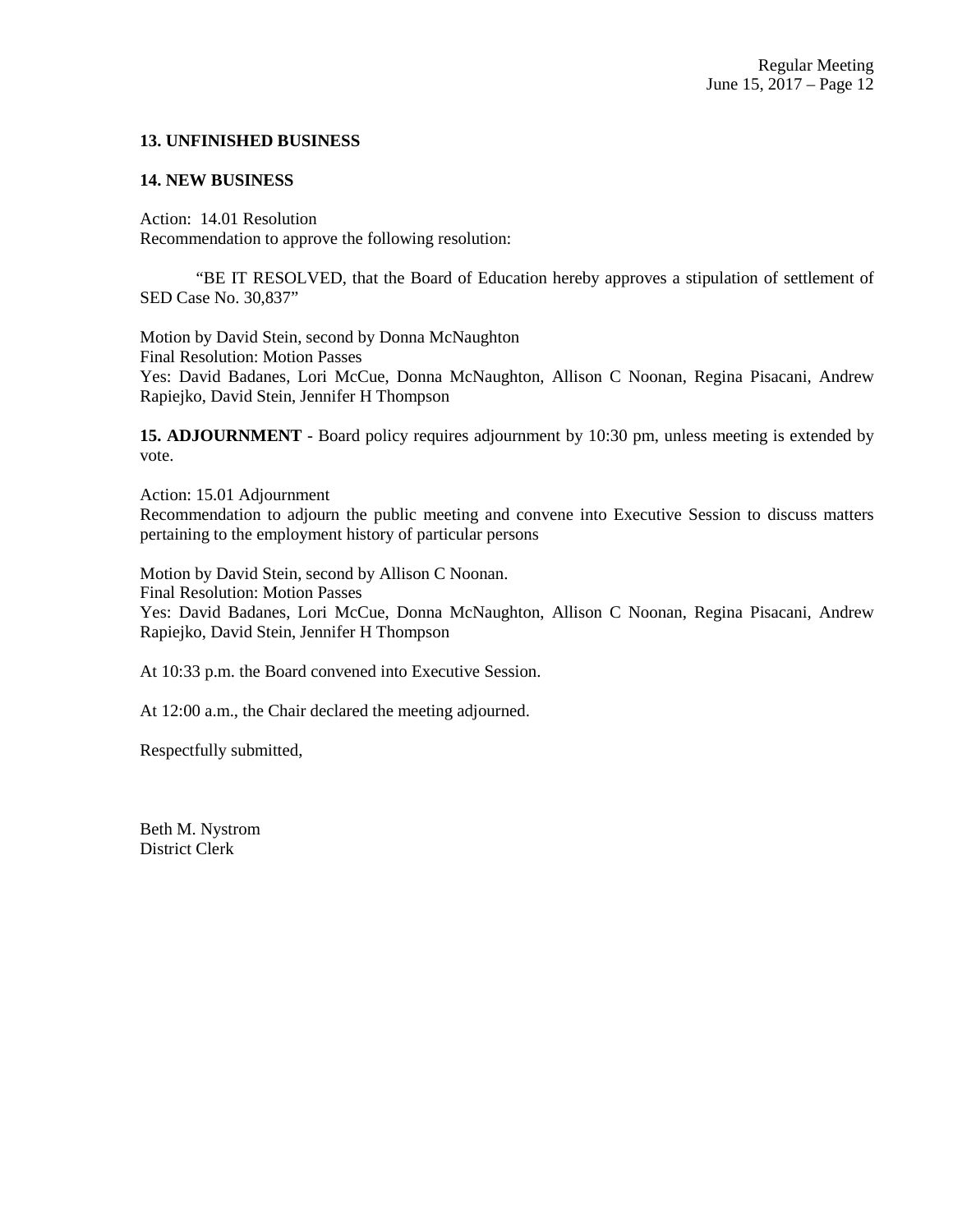**13. UNFINISHED BUSINESS**

**14. NEW BUSINESS**

Action: 14.01 Resolution
Recommendation to approve the following resolution:

"BE IT RESOLVED, that the Board of Education hereby approves a stipulation of settlement of SED Case No. 30,837"

Motion by David Stein, second by Donna McNaughton
Final Resolution: Motion Passes
Yes: David Badanes, Lori McCue, Donna McNaughton, Allison C Noonan, Regina Pisacani, Andrew Rapiejko, David Stein, Jennifer H Thompson

**15. ADJOURNMENT** - Board policy requires adjournment by 10:30 pm, unless meeting is extended by vote.

Action: 15.01 Adjournment
Recommendation to adjourn the public meeting and convene into Executive Session to discuss matters pertaining to the employment history of particular persons

Motion by David Stein, second by Allison C Noonan.
Final Resolution: Motion Passes
Yes: David Badanes, Lori McCue, Donna McNaughton, Allison C Noonan, Regina Pisacani, Andrew Rapiejko, David Stein, Jennifer H Thompson

At 10:33 p.m. the Board convened into Executive Session.

At 12:00 a.m., the Chair declared the meeting adjourned.

Respectfully submitted,

Beth M. Nystrom
District Clerk